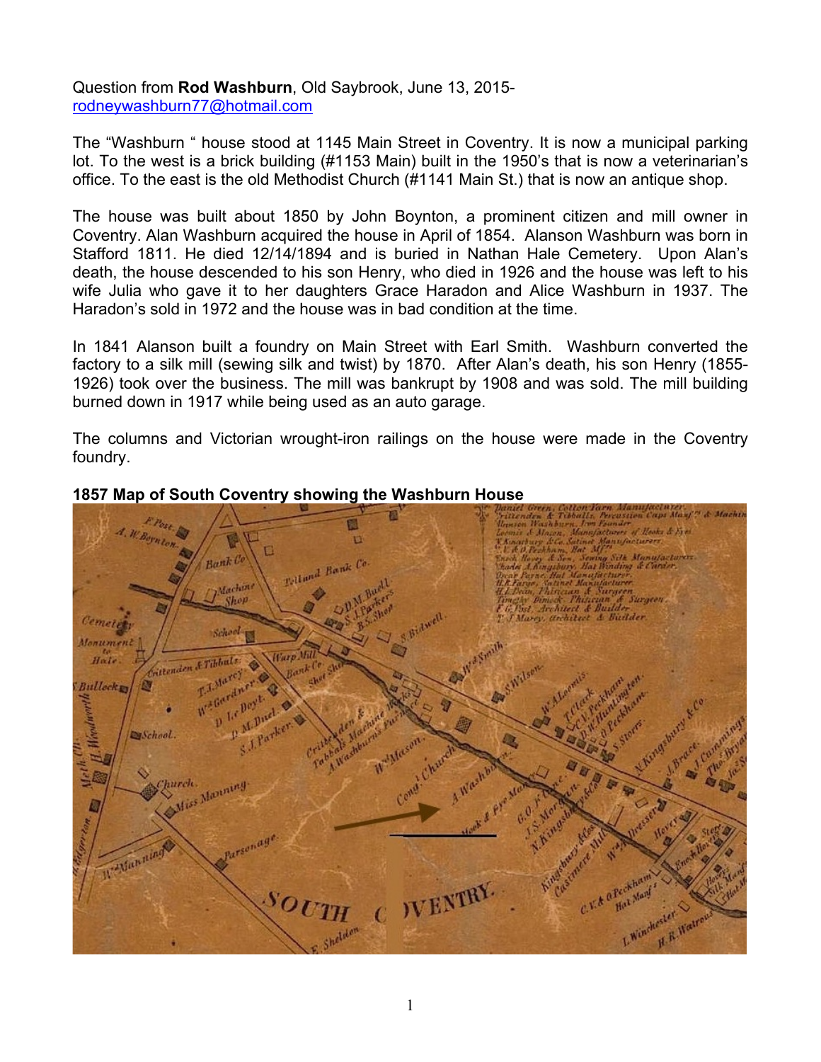Question from **Rod Washburn**, Old Saybrook, June 13, 2015- rodneywashburn77@hotmail.com

The "Washburn " house stood at 1145 Main Street in Coventry. It is now a municipal parking lot. To the west is a brick building (#1153 Main) built in the 1950's that is now a veterinarian's office. To the east is the old Methodist Church (#1141 Main St.) that is now an antique shop.

The house was built about 1850 by John Boynton, a prominent citizen and mill owner in Coventry. Alan Washburn acquired the house in April of 1854. Alanson Washburn was born in Stafford 1811. He died 12/14/1894 and is buried in Nathan Hale Cemetery. Upon Alan's death, the house descended to his son Henry, who died in 1926 and the house was left to his wife Julia who gave it to her daughters Grace Haradon and Alice Washburn in 1937. The Haradon's sold in 1972 and the house was in bad condition at the time.

In 1841 Alanson built a foundry on Main Street with Earl Smith. Washburn converted the factory to a silk mill (sewing silk and twist) by 1870. After Alan's death, his son Henry (1855-1926) took over the business. The mill was bankrupt by 1908 and was sold. The mill building burned down in 1917 while being used as an auto garage.

The columns and Victorian wrought-iron railings on the house were made in the Coventry foundry.

**1857 Map of South Coventry showing the Washburn House**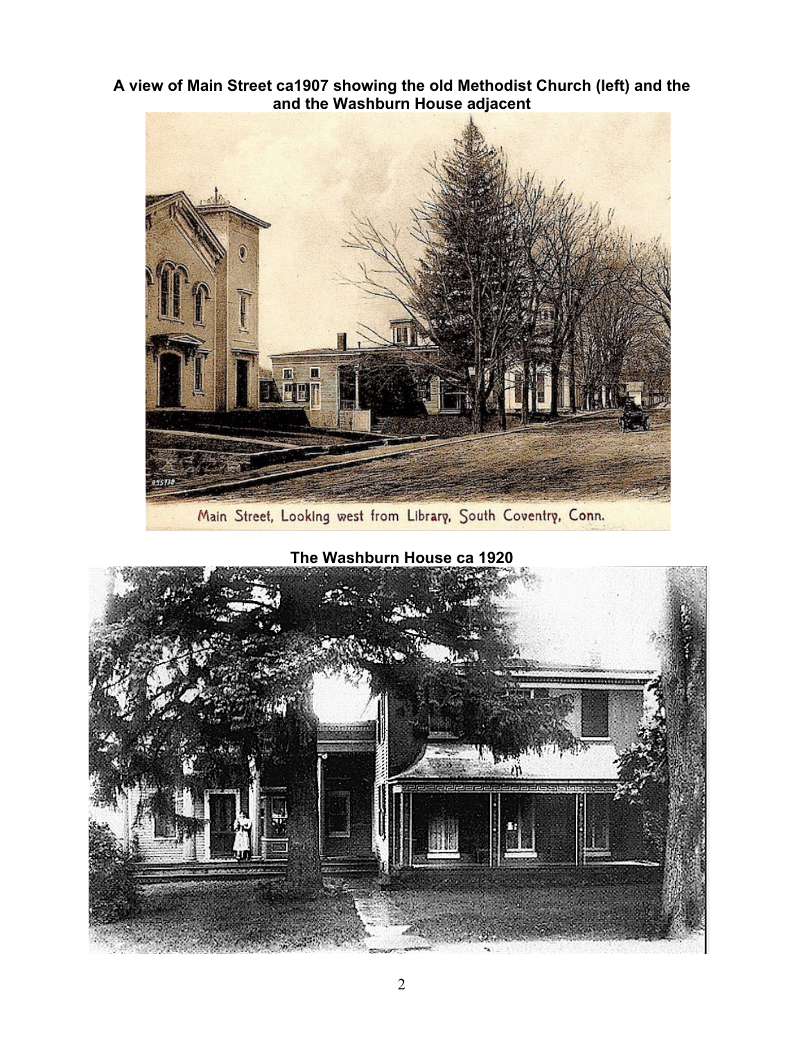**A view of Main Street ca1907 showing the old Methodist Church (left) and the and the Washburn House adjacent**

Main Street, Looking west from Library, South Coventry, Conn.

**The Washburn House ca 1920**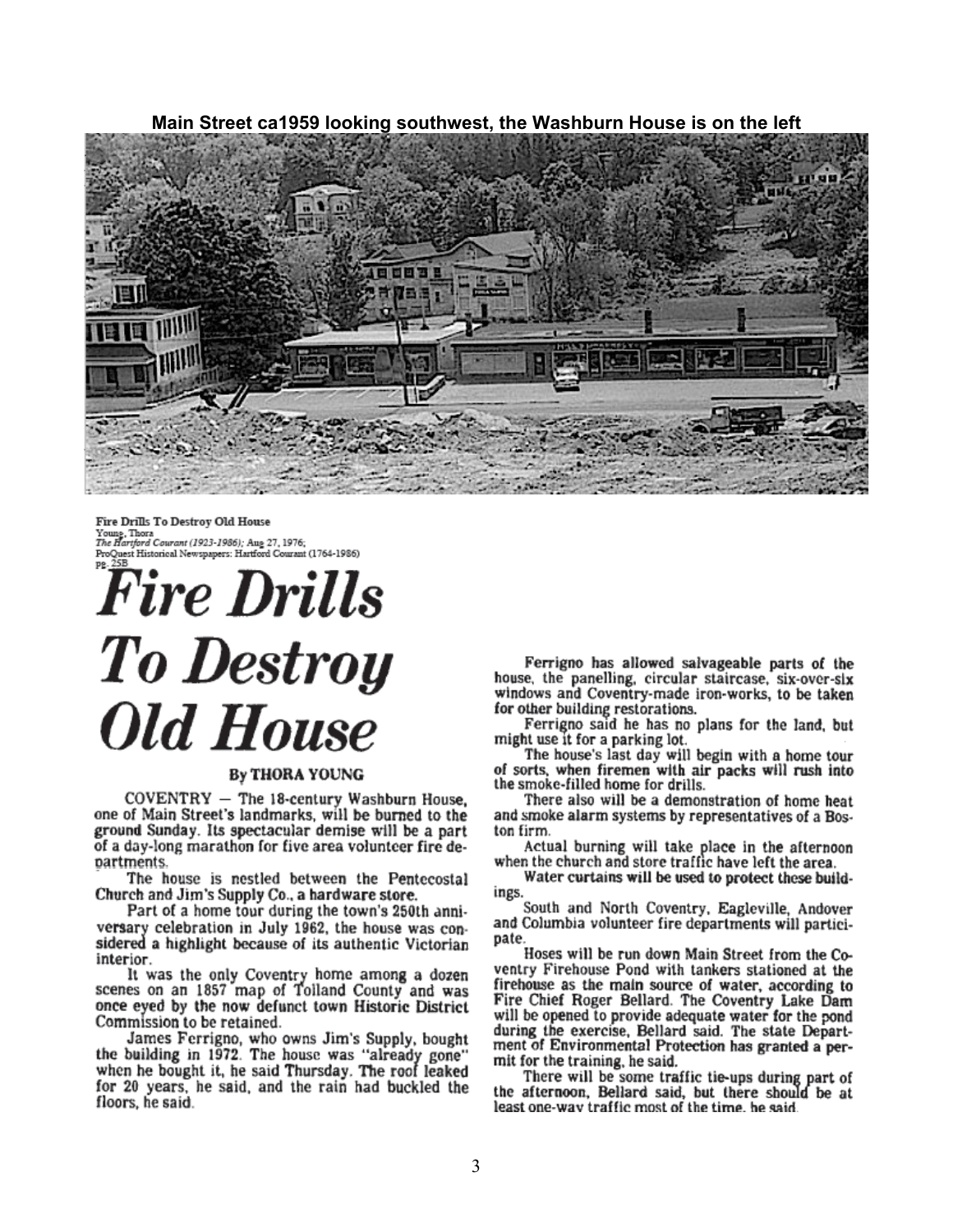**Main Street ca1959 looking southwest, the Washburn House is on the left**

Fire Drills To Destroy Old House
Young, Thora
*The Hartford Courant (1923-1986)*; Aug 27, 1976;
ProQuest Historical Newspapers: Hartford Courant (1764-1986)
pg. 25B

# Fire Drills To Destroy Old House

**By THORA YOUNG**

COVENTRY — The 18-century Washburn House, one of Main Street's landmarks, will be burned to the ground Sunday. Its spectacular demise will be a part of a day-long marathon for five area volunteer fire departments.

The house is nestled between the Pentecostal Church and Jim's Supply Co., a hardware store.

Part of a home tour during the town's 250th anniversary celebration in July 1962, the house was considered a highlight because of its authentic Victorian interior.

It was the only Coventry home among a dozen scenes on an 1857 map of Tolland County and was once eyed by the now defunct town Historic District Commission to be retained.

James Ferrigno, who owns Jim's Supply, bought the building in 1972. The house was "already gone" when he bought it, he said Thursday. The roof leaked for 20 years, he said, and the rain had buckled the floors, he said.

Ferrigno has allowed salvageable parts of the house, the panelling, circular staircase, six-over-six windows and Coventry-made iron-works, to be taken for other building restorations.

Ferrigno said he has no plans for the land, but might use it for a parking lot.

The house's last day will begin with a home tour of sorts, when firemen with air packs will rush into the smoke-filled home for drills.

There also will be a demonstration of home heat and smoke alarm systems by representatives of a Boston firm.

Actual burning will take place in the afternoon when the church and store traffic have left the area.

Water curtains will be used to protect these buildings.

South and North Coventry, Eagleville, Andover and Columbia volunteer fire departments will participate.

Hoses will be run down Main Street from the Coventry Firehouse Pond with tankers stationed at the firehouse as the main source of water, according to Fire Chief Roger Bellard. The Coventry Lake Dam will be opened to provide adequate water for the pond during the exercise, Bellard said. The state Department of Environmental Protection has granted a permit for the training, he said.

There will be some traffic tie-ups during part of the afternoon, Bellard said, but there should be at least one-way traffic most of the time, he said.